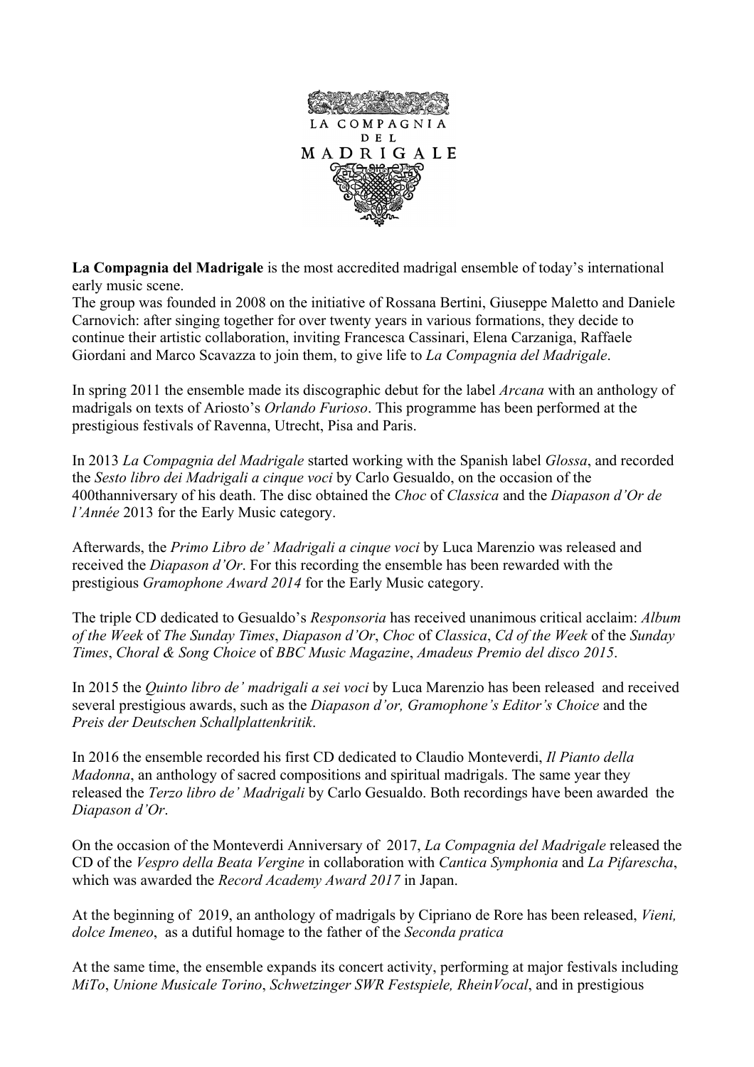LA COMPAGNIA DEL MADRIGALE

**La Compagnia del Madrigale** is the most accredited madrigal ensemble of today's international early music scene.
The group was founded in 2008 on the initiative of Rossana Bertini, Giuseppe Maletto and Daniele Carnovich: after singing together for over twenty years in various formations, they decide to continue their artistic collaboration, inviting Francesca Cassinari, Elena Carzaniga, Raffaele Giordani and Marco Scavazza to join them, to give life to *La Compagnia del Madrigale*.

In spring 2011 the ensemble made its discographic debut for the label *Arcana* with an anthology of madrigals on texts of Ariosto's *Orlando Furioso*. This programme has been performed at the prestigious festivals of Ravenna, Utrecht, Pisa and Paris.

In 2013 *La Compagnia del Madrigale* started working with the Spanish label *Glossa*, and recorded the *Sesto libro dei Madrigali a cinque voci* by Carlo Gesualdo, on the occasion of the 400thanniversary of his death. The disc obtained the *Choc* of *Classica* and the *Diapason d'Or de l'Année* 2013 for the Early Music category.

Afterwards, the *Primo Libro de' Madrigali a cinque voci* by Luca Marenzio was released and received the *Diapason d'Or*. For this recording the ensemble has been rewarded with the prestigious *Gramophone Award 2014* for the Early Music category.

The triple CD dedicated to Gesualdo's *Responsoria* has received unanimous critical acclaim: *Album of the Week* of *The Sunday Times*, *Diapason d'Or*, *Choc* of *Classica*, *Cd of the Week* of the *Sunday Times*, *Choral & Song Choice* of *BBC Music Magazine*, *Amadeus Premio del disco 2015*.

In 2015 the *Quinto libro de' madrigali a sei voci* by Luca Marenzio has been released and received several prestigious awards, such as the *Diapason d'or, Gramophone's Editor's Choice* and the *Preis der Deutschen Schallplattenkritik*.

In 2016 the ensemble recorded his first CD dedicated to Claudio Monteverdi, *Il Pianto della Madonna*, an anthology of sacred compositions and spiritual madrigals. The same year they released the *Terzo libro de' Madrigali* by Carlo Gesualdo. Both recordings have been awarded the *Diapason d'Or*.

On the occasion of the Monteverdi Anniversary of 2017, *La Compagnia del Madrigale* released the CD of the *Vespro della Beata Vergine* in collaboration with *Cantica Symphonia* and *La Pifarescha*, which was awarded the *Record Academy Award 2017* in Japan.

At the beginning of 2019, an anthology of madrigals by Cipriano de Rore has been released, *Vieni, dolce Imeneo*, as a dutiful homage to the father of the *Seconda pratica*

At the same time, the ensemble expands its concert activity, performing at major festivals including *MiTo*, *Unione Musicale Torino*, *Schwetzinger SWR Festspiele, RheinVocal*, and in prestigious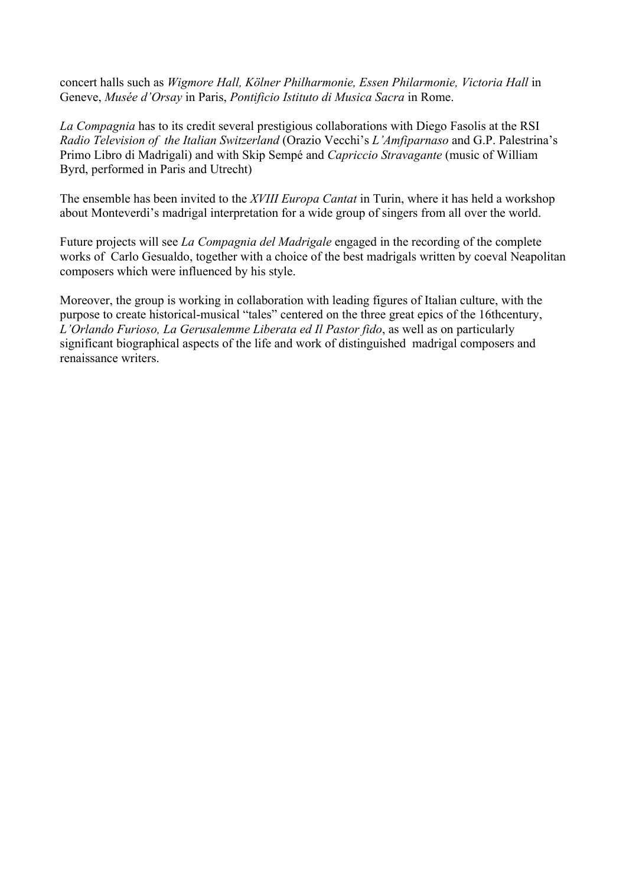concert halls such as *Wigmore Hall, Kölner Philharmonie, Essen Philarmonie, Victoria Hall* in Geneve, *Musée d'Orsay* in Paris, *Pontificio Istituto di Musica Sacra* in Rome.

*La Compagnia* has to its credit several prestigious collaborations with Diego Fasolis at the RSI *Radio Television of the Italian Switzerland* (Orazio Vecchi's *L'Amfiparnaso* and G.P. Palestrina's Primo Libro di Madrigali) and with Skip Sempé and *Capriccio Stravagante* (music of William Byrd, performed in Paris and Utrecht)

The ensemble has been invited to the *XVIII Europa Cantat* in Turin, where it has held a workshop about Monteverdi's madrigal interpretation for a wide group of singers from all over the world.

Future projects will see *La Compagnia del Madrigale* engaged in the recording of the complete works of Carlo Gesualdo, together with a choice of the best madrigals written by coeval Neapolitan composers which were influenced by his style.

Moreover, the group is working in collaboration with leading figures of Italian culture, with the purpose to create historical-musical "tales" centered on the three great epics of the 16thcentury, *L'Orlando Furioso, La Gerusalemme Liberata ed Il Pastor fido*, as well as on particularly significant biographical aspects of the life and work of distinguished madrigal composers and renaissance writers.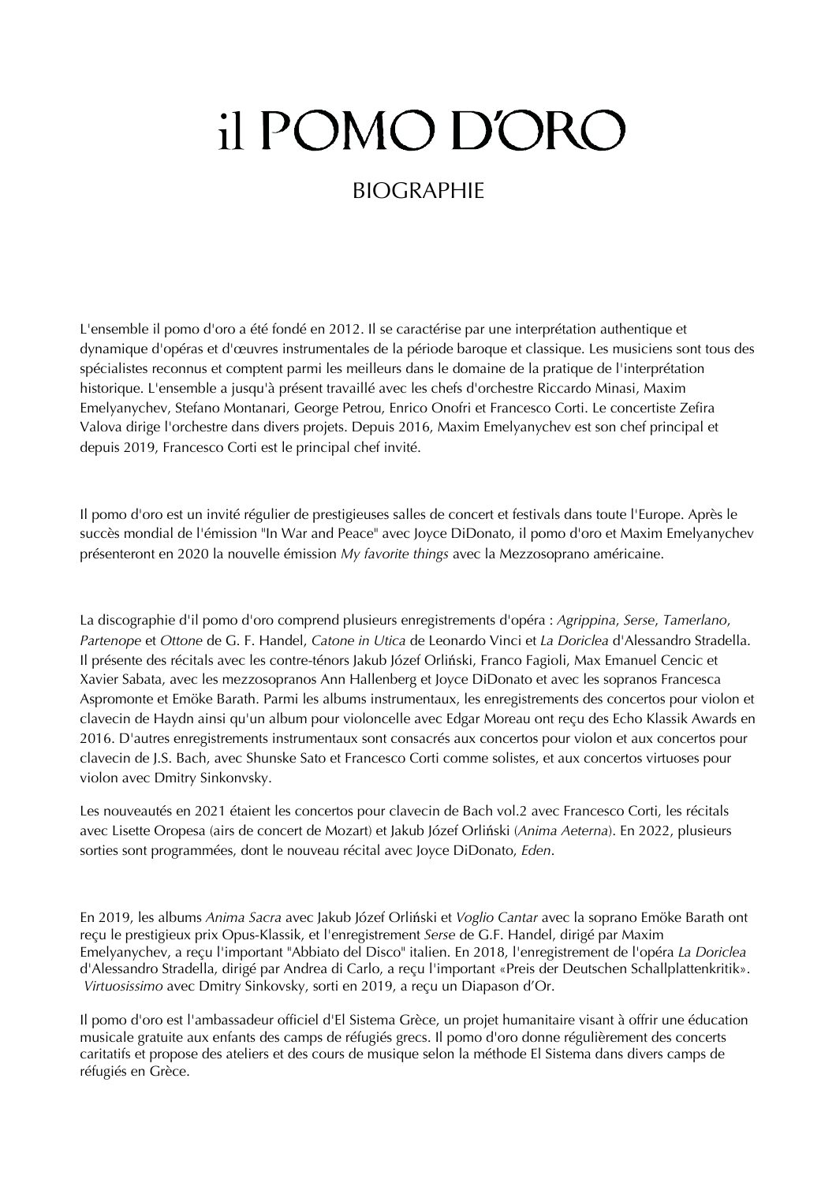# il POMO D'ORO

## BIOGRAPHIE

L'ensemble il pomo d'oro a été fondé en 2012. Il se caractérise par une interprétation authentique et dynamique d'opéras et d'œuvres instrumentales de la période baroque et classique. Les musiciens sont tous des spécialistes reconnus et comptent parmi les meilleurs dans le domaine de la pratique de l'interprétation historique. L'ensemble a jusqu'à présent travaillé avec les chefs d'orchestre Riccardo Minasi, Maxim Emelyanychev, Stefano Montanari, George Petrou, Enrico Onofri et Francesco Corti. Le concertiste Zefira Valova dirige l'orchestre dans divers projets. Depuis 2016, Maxim Emelyanychev est son chef principal et depuis 2019, Francesco Corti est le principal chef invité.

Il pomo d'oro est un invité régulier de prestigieuses salles de concert et festivals dans toute l'Europe. Après le succès mondial de l'émission "In War and Peace" avec Joyce DiDonato, il pomo d'oro et Maxim Emelyanychev présenteront en 2020 la nouvelle émission *My favorite things* avec la Mezzosoprano américaine.

La discographie d'il pomo d'oro comprend plusieurs enregistrements d'opéra : *Agrippina*, *Serse*, *Tamerlano*, *Partenope* et *Ottone* de G. F. Handel, *Catone in Utica* de Leonardo Vinci et *La Doriclea* d'Alessandro Stradella. Il présente des récitals avec les contre-ténors Jakub Józef Orliński, Franco Fagioli, Max Emanuel Cencic et Xavier Sabata, avec les mezzosopranos Ann Hallenberg et Joyce DiDonato et avec les sopranos Francesca Aspromonte et Emöke Barath. Parmi les albums instrumentaux, les enregistrements des concertos pour violon et clavecin de Haydn ainsi qu'un album pour violoncelle avec Edgar Moreau ont reçu des Echo Klassik Awards en 2016. D'autres enregistrements instrumentaux sont consacrés aux concertos pour violon et aux concertos pour clavecin de J.S. Bach, avec Shunske Sato et Francesco Corti comme solistes, et aux concertos virtuoses pour violon avec Dmitry Sinkonvsky.

Les nouveautés en 2021 étaient les concertos pour clavecin de Bach vol.2 avec Francesco Corti, les récitals avec Lisette Oropesa (airs de concert de Mozart) et Jakub Józef Orliński (*Anima Aeterna*). En 2022, plusieurs sorties sont programmées, dont le nouveau récital avec Joyce DiDonato, *Eden*.

En 2019, les albums *Anima Sacra* avec Jakub Józef Orliński et *Voglio Cantar* avec la soprano Emöke Barath ont reçu le prestigieux prix Opus-Klassik, et l'enregistrement *Serse* de G.F. Handel, dirigé par Maxim Emelyanychev, a reçu l'important "Abbiato del Disco" italien. En 2018, l'enregistrement de l'opéra *La Doriclea* d'Alessandro Stradella, dirigé par Andrea di Carlo, a reçu l'important «Preis der Deutschen Schallplattenkritik». *Virtuosissimo* avec Dmitry Sinkovsky, sorti en 2019, a reçu un Diapason d'Or.

Il pomo d'oro est l'ambassadeur officiel d'El Sistema Grèce, un projet humanitaire visant à offrir une éducation musicale gratuite aux enfants des camps de réfugiés grecs. Il pomo d'oro donne régulièrement des concerts caritatifs et propose des ateliers et des cours de musique selon la méthode El Sistema dans divers camps de réfugiés en Grèce.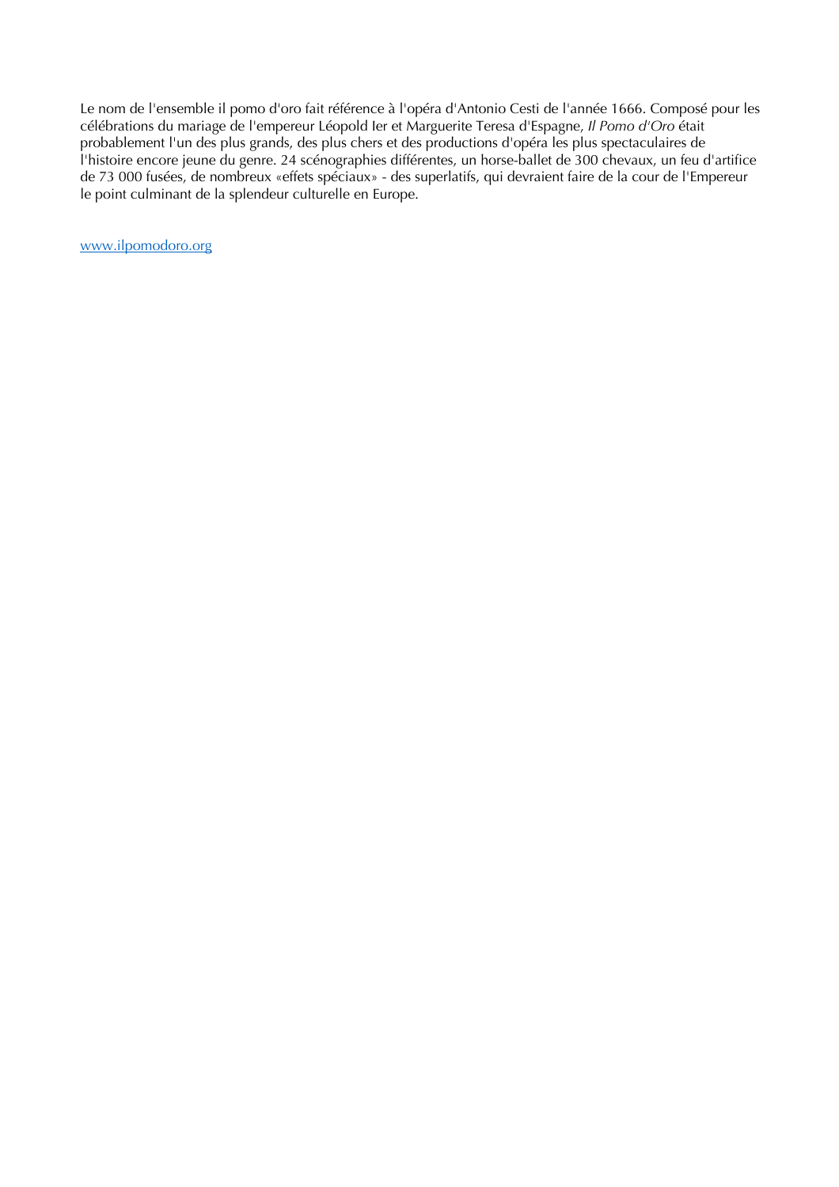Le nom de l'ensemble il pomo d'oro fait référence à l'opéra d'Antonio Cesti de l'année 1666. Composé pour les célébrations du mariage de l'empereur Léopold Ier et Marguerite Teresa d'Espagne, *Il Pomo d'Oro* était probablement l'un des plus grands, des plus chers et des productions d'opéra les plus spectaculaires de l'histoire encore jeune du genre. 24 scénographies différentes, un horse-ballet de 300 chevaux, un feu d'artifice de 73 000 fusées, de nombreux «effets spéciaux» - des superlatifs, qui devraient faire de la cour de l'Empereur le point culminant de la splendeur culturelle en Europe.

[www.ilpomodoro.org](http://www.ilpomodoro.org)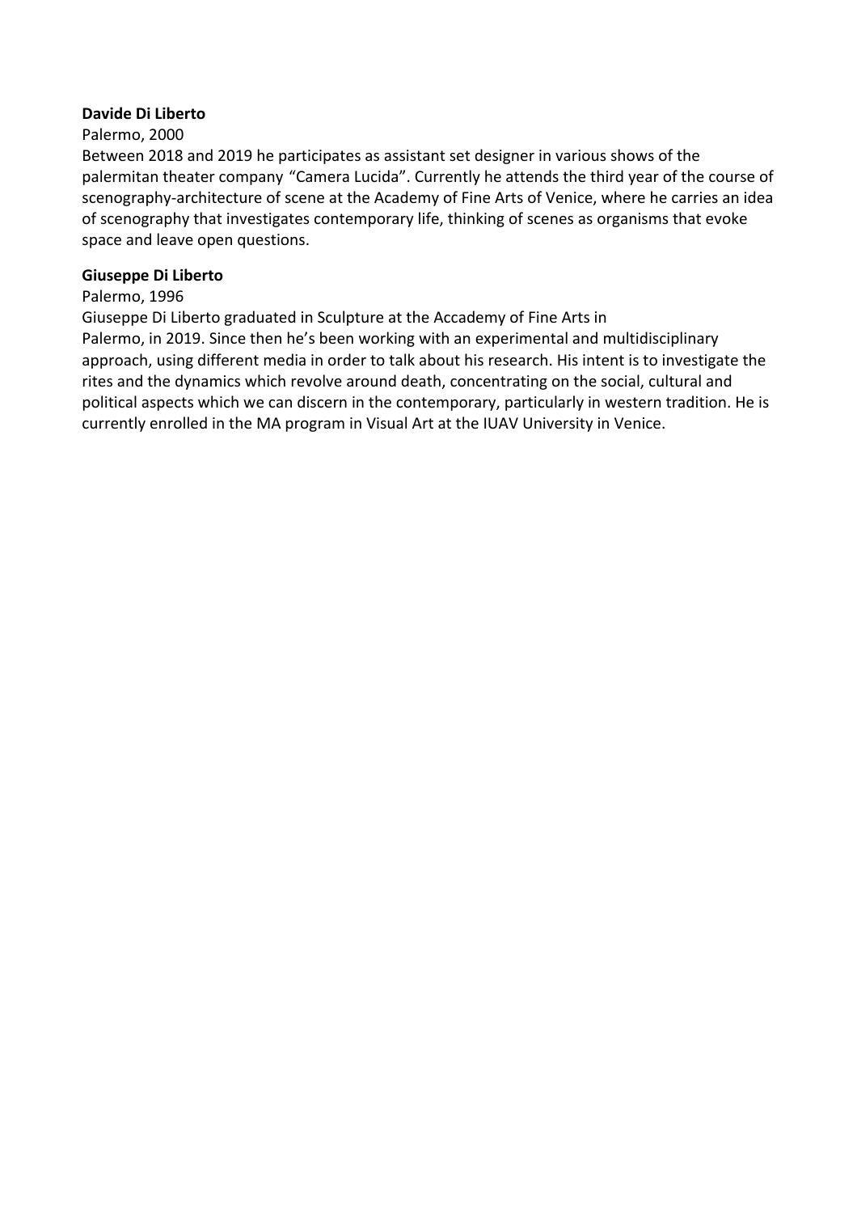**Davide Di Liberto**

Palermo, 2000

Between 2018 and 2019 he participates as assistant set designer in various shows of the palermitan theater company "Camera Lucida". Currently he attends the third year of the course of scenography-architecture of scene at the Academy of Fine Arts of Venice, where he carries an idea of scenography that investigates contemporary life, thinking of scenes as organisms that evoke space and leave open questions.

**Giuseppe Di Liberto**

Palermo, 1996

Giuseppe Di Liberto graduated in Sculpture at the Accademy of Fine Arts in Palermo, in 2019. Since then he's been working with an experimental and multidisciplinary approach, using different media in order to talk about his research. His intent is to investigate the rites and the dynamics which revolve around death, concentrating on the social, cultural and political aspects which we can discern in the contemporary, particularly in western tradition. He is currently enrolled in the MA program in Visual Art at the IUAV University in Venice.